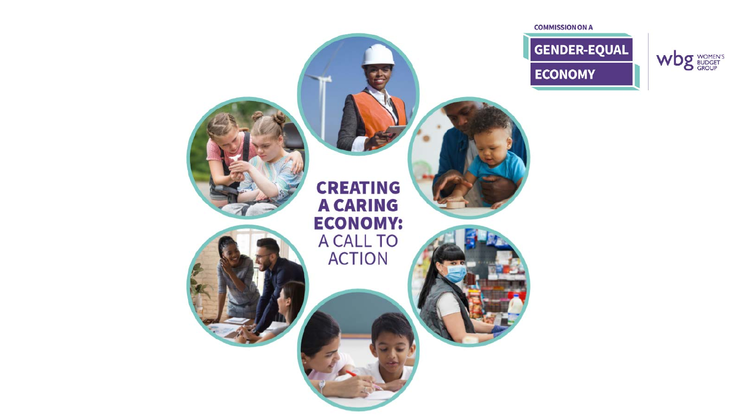COMMISSION ON A

GENDER-EQUAL ECONOMY

wbg WOMEN'S BUDGET GROUP

# CREATING A CARING ECONOMY: A CALL TO ACTION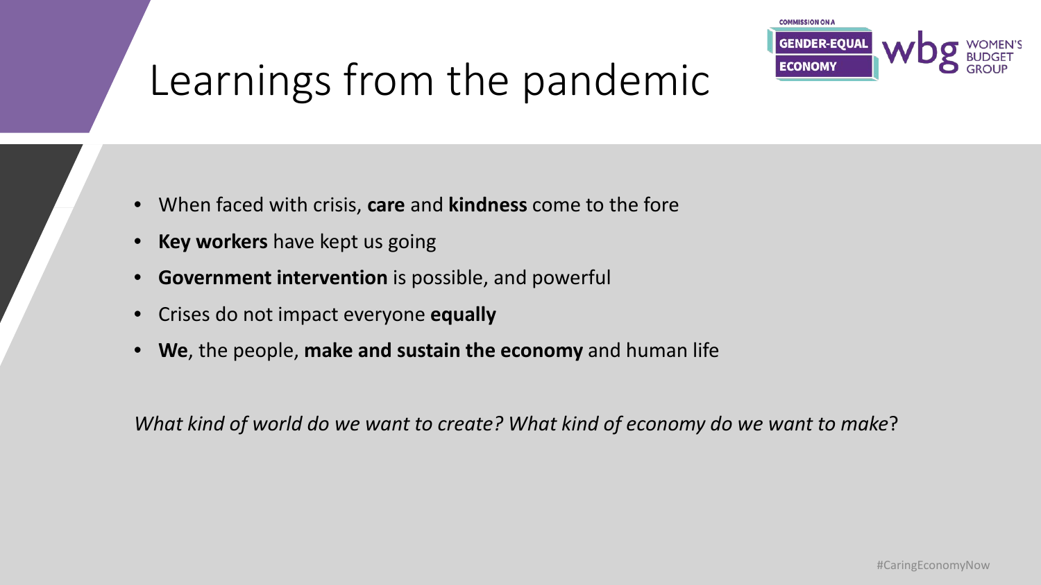# Learnings from the pandemic

- When faced with crisis, **care** and **kindness** come to the fore
- **Key workers** have kept us going
- **Government intervention** is possible, and powerful
- Crises do not impact everyone **equally**
- **We**, the people, **make and sustain the economy** and human life

*What kind of world do we want to create? What kind of economy do we want to make*?

#CaringEconomyNow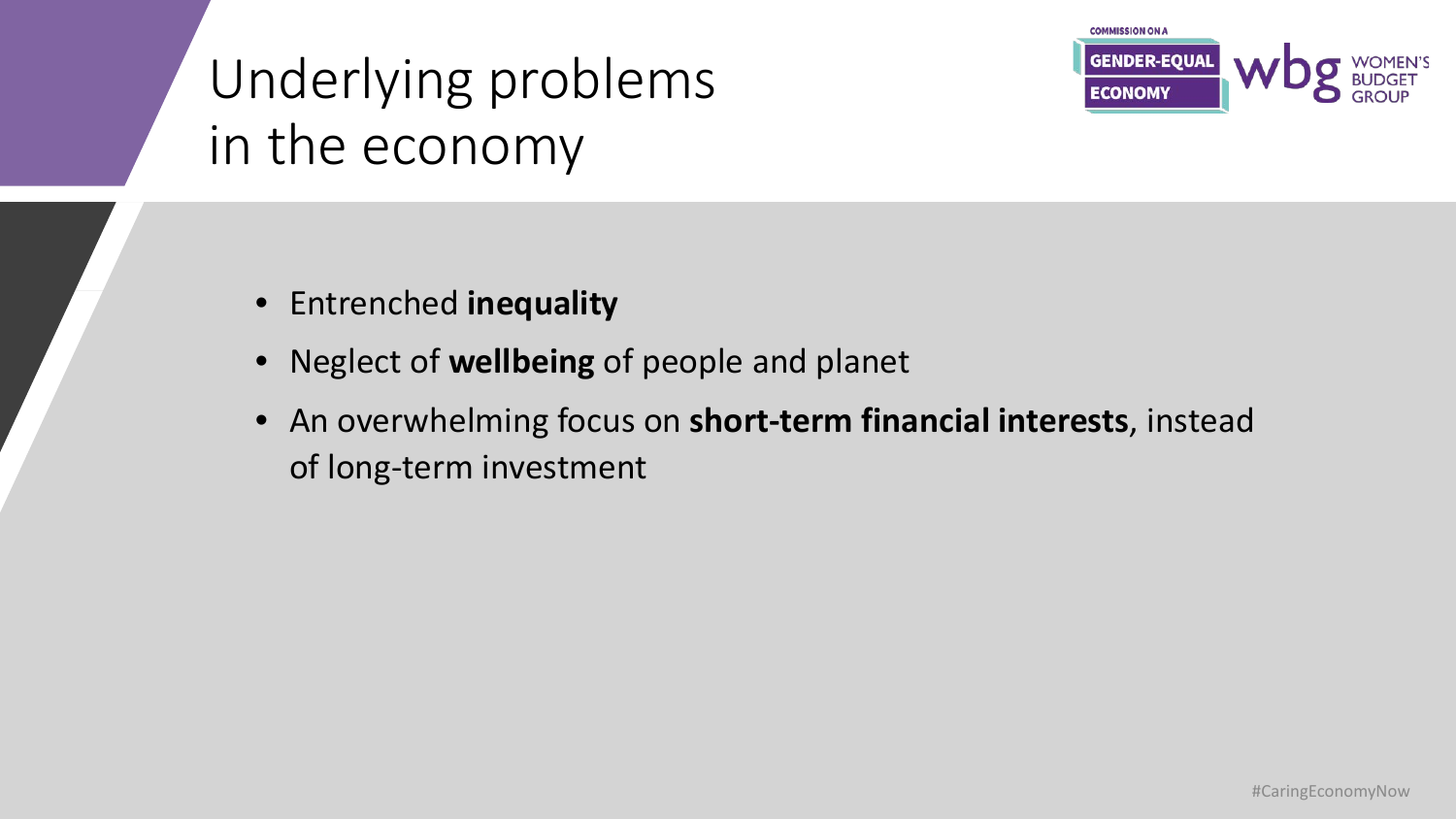# Underlying problems in the economy

- Entrenched **inequality**
- Neglect of **wellbeing** of people and planet
- An overwhelming focus on **short-term financial interests**, instead of long-term investment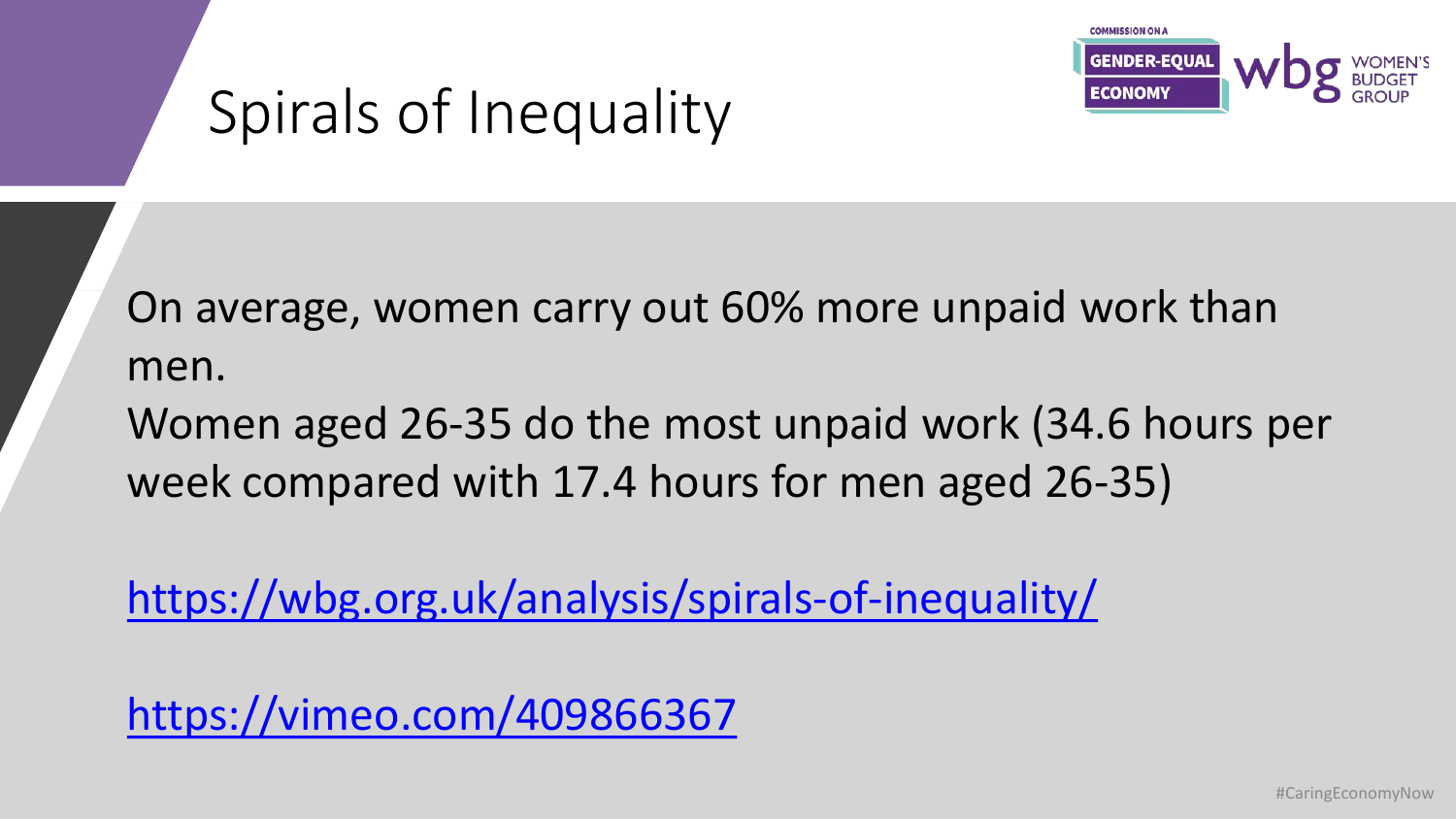# Spirals of Inequality

On average, women carry out 60% more unpaid work than men.

Women aged 26-35 do the most unpaid work (34.6 hours per week compared with 17.4 hours for men aged 26-35)

https://wbg.org.uk/analysis/spirals-of-inequality/

https://vimeo.com/409866367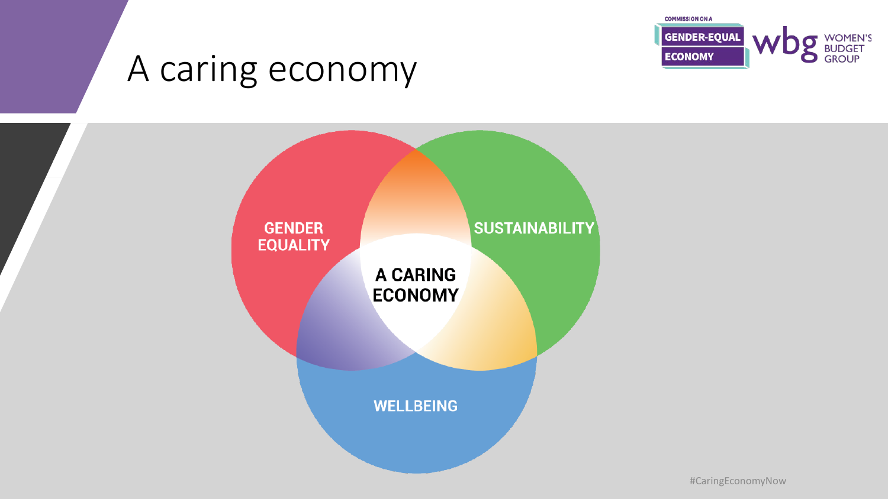# A caring economy

COMMISSION ON A GENDER-EQUAL ECONOMY

wbg WOMEN'S BUDGET GROUP

GENDER EQUALITY

SUSTAINABILITY

A CARING ECONOMY

WELLBEING

#CaringEconomyNow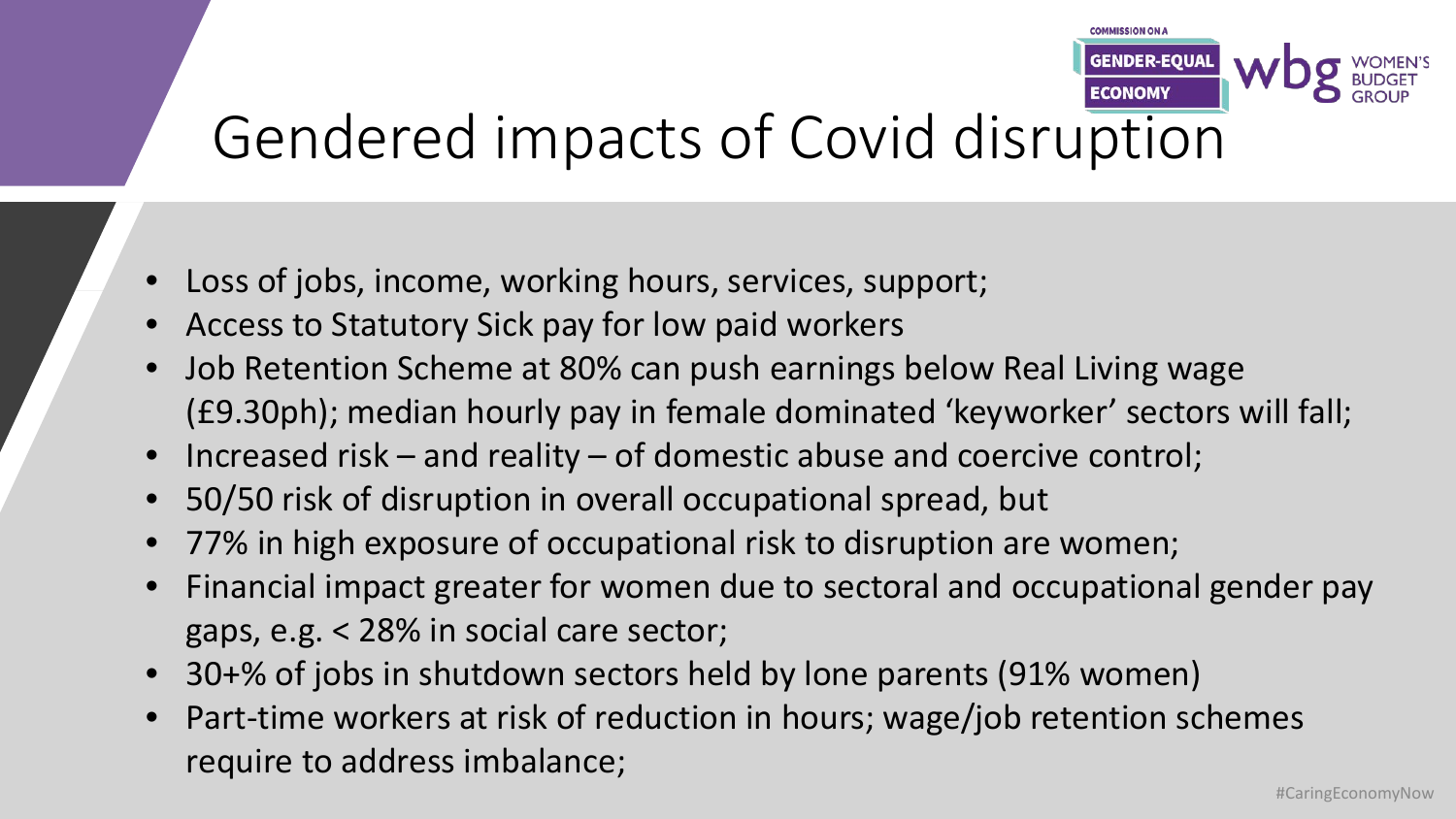# Gendered impacts of Covid disruption

- Loss of jobs, income, working hours, services, support;
- Access to Statutory Sick pay for low paid workers
- Job Retention Scheme at 80% can push earnings below Real Living wage (£9.30ph); median hourly pay in female dominated 'keyworker' sectors will fall;
- Increased risk – and reality – of domestic abuse and coercive control;
- 50/50 risk of disruption in overall occupational spread, but
- 77% in high exposure of occupational risk to disruption are women;
- Financial impact greater for women due to sectoral and occupational gender pay gaps, e.g. < 28% in social care sector;
- 30+% of jobs in shutdown sectors held by lone parents (91% women)
- Part-time workers at risk of reduction in hours; wage/job retention schemes require to address imbalance;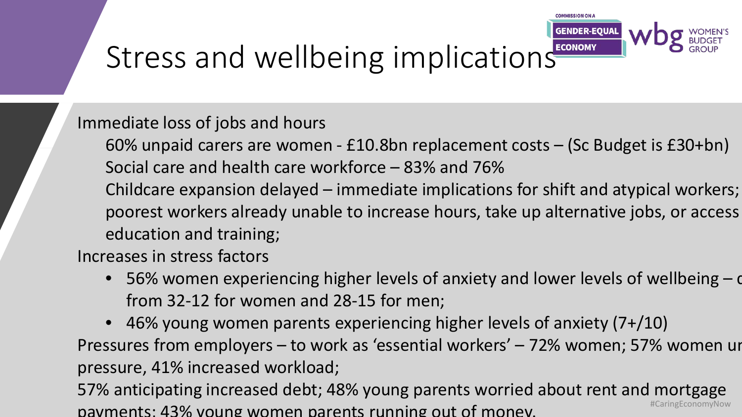# Stress and wellbeing implications

Immediate loss of jobs and hours

60% unpaid carers are women - £10.8bn replacement costs – (Sc Budget is £30+bn)

Social care and health care workforce – 83% and 76%

Childcare expansion delayed – immediate implications for shift and atypical workers; poorest workers already unable to increase hours, take up alternative jobs, or access education and training;

Increases in stress factors

- 56% women experiencing higher levels of anxiety and lower levels of wellbeing – c from 32-12 for women and 28-15 for men;
- 46% young women parents experiencing higher levels of anxiety (7+/10)

Pressures from employers – to work as 'essential workers' – 72% women; 57% women ur pressure, 41% increased workload;

57% anticipating increased debt; 48% young parents worried about rent and mortgage payments; 43% young women parents running out of money.

#CaringEconomyNow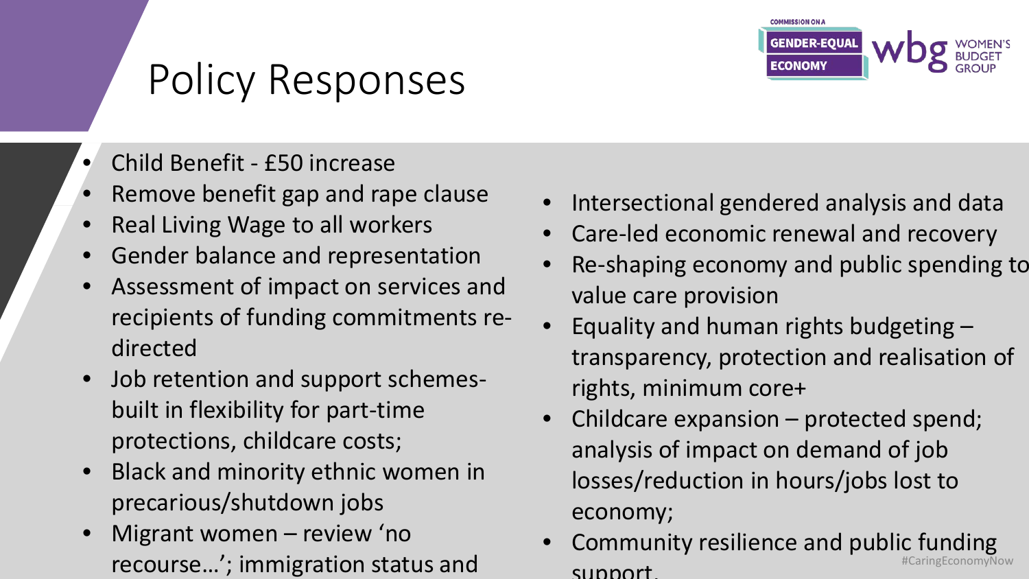# Policy Responses

- Child Benefit - £50 increase
- Remove benefit gap and rape clause
- Real Living Wage to all workers
- Gender balance and representation
- Assessment of impact on services and recipients of funding commitments re-directed
- Job retention and support schemes- built in flexibility for part-time protections, childcare costs;
- Black and minority ethnic women in precarious/shutdown jobs
- Migrant women – review 'no recourse…'; immigration status and

- Intersectional gendered analysis and data
- Care-led economic renewal and recovery
- Re-shaping economy and public spending to value care provision
- Equality and human rights budgeting – transparency, protection and realisation of rights, minimum core+
- Childcare expansion – protected spend; analysis of impact on demand of job losses/reduction in hours/jobs lost to economy;
- Community resilience and public funding support.

#CaringEconomyNow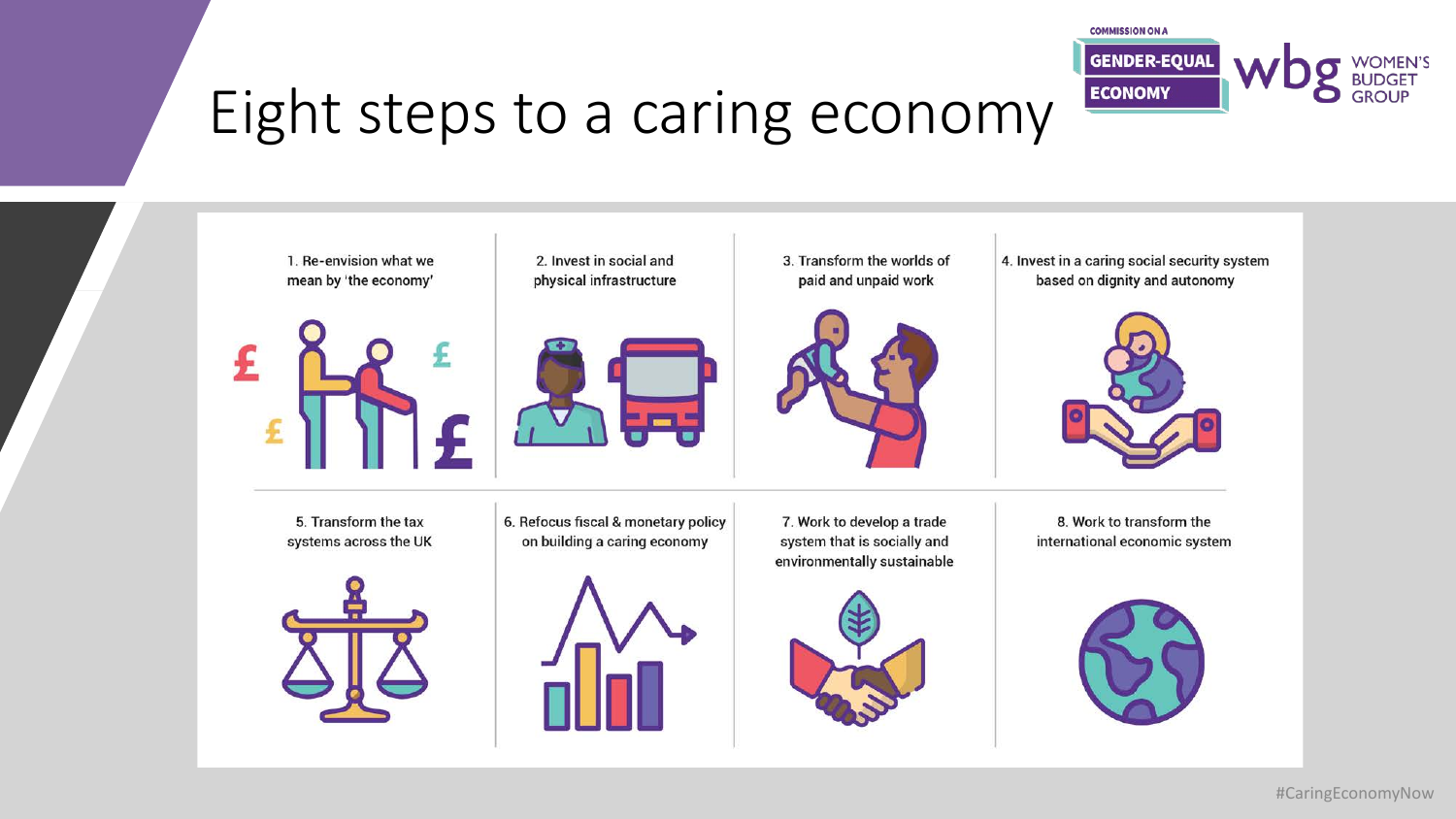# Eight steps to a caring economy

COMMISSION ON A GENDER-EQUAL ECONOMY

wbg WOMEN'S BUDGET GROUP

1. Re-envision what we mean by 'the economy'
2. Invest in social and physical infrastructure
3. Transform the worlds of paid and unpaid work
4. Invest in a caring social security system based on dignity and autonomy
5. Transform the tax systems across the UK
6. Refocus fiscal & monetary policy on building a caring economy
7. Work to develop a trade system that is socially and environmentally sustainable
8. Work to transform the international economic system

#CaringEconomyNow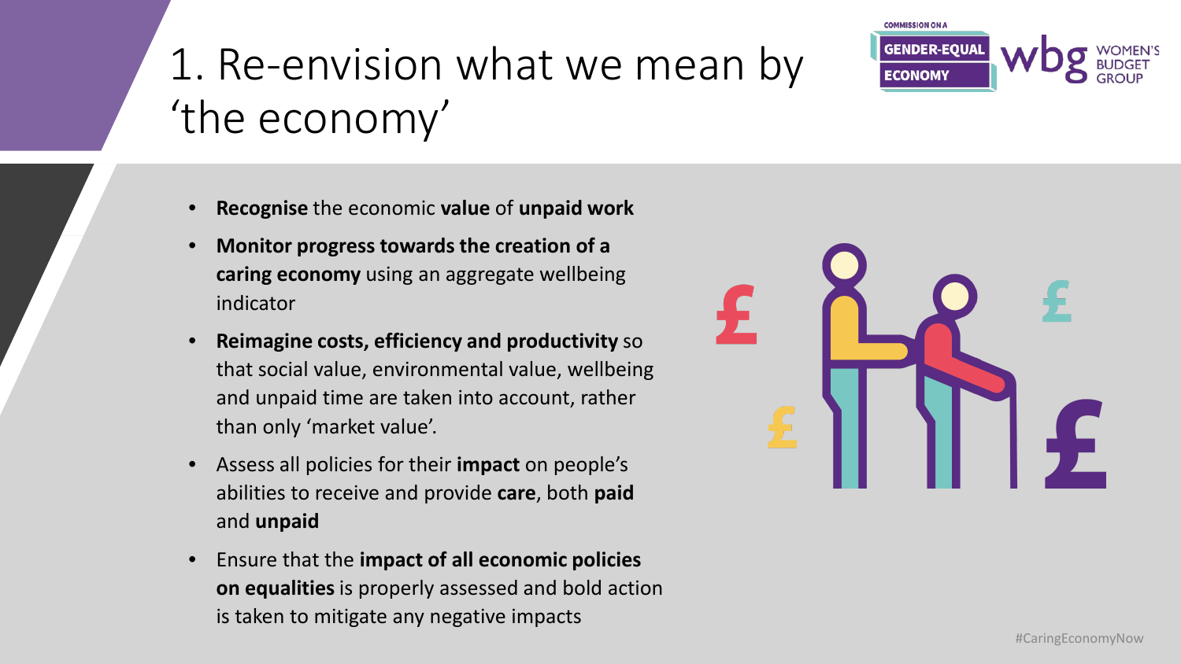# 1. Re-envision what we mean by 'the economy'

- **Recognise** the economic **value** of **unpaid work**
- **Monitor progress towards the creation of a caring economy** using an aggregate wellbeing indicator
- **Reimagine costs, efficiency and productivity** so that social value, environmental value, wellbeing and unpaid time are taken into account, rather than only 'market value'.
- Assess all policies for their **impact** on people's abilities to receive and provide **care**, both **paid** and **unpaid**
- Ensure that the **impact of all economic policies on equalities** is properly assessed and bold action is taken to mitigate any negative impacts

#CaringEconomyNow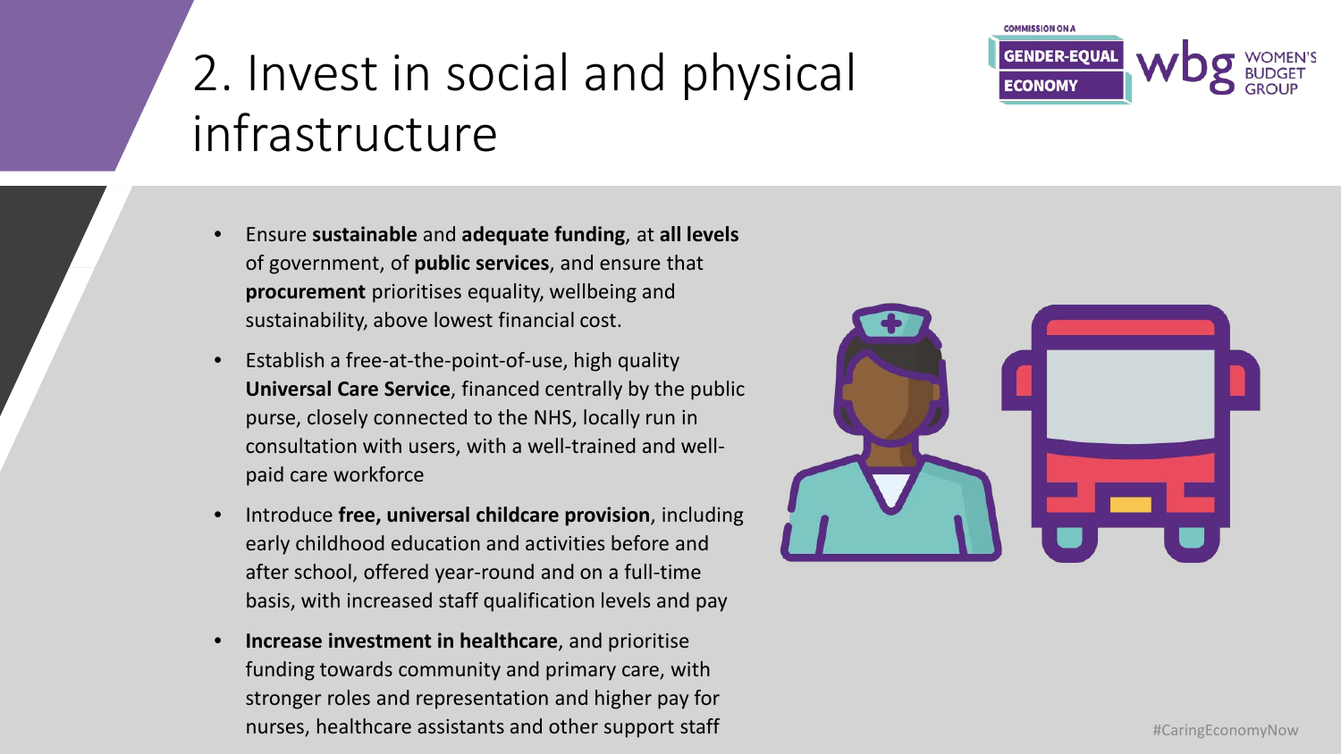# 2. Invest in social and physical infrastructure

- Ensure **sustainable** and **adequate funding**, at **all levels** of government, of **public services**, and ensure that **procurement** prioritises equality, wellbeing and sustainability, above lowest financial cost.
- Establish a free-at-the-point-of-use, high quality **Universal Care Service**, financed centrally by the public purse, closely connected to the NHS, locally run in consultation with users, with a well-trained and well-paid care workforce
- Introduce **free, universal childcare provision**, including early childhood education and activities before and after school, offered year-round and on a full-time basis, with increased staff qualification levels and pay
- **Increase investment in healthcare**, and prioritise funding towards community and primary care, with stronger roles and representation and higher pay for nurses, healthcare assistants and other support staff

#CaringEconomyNow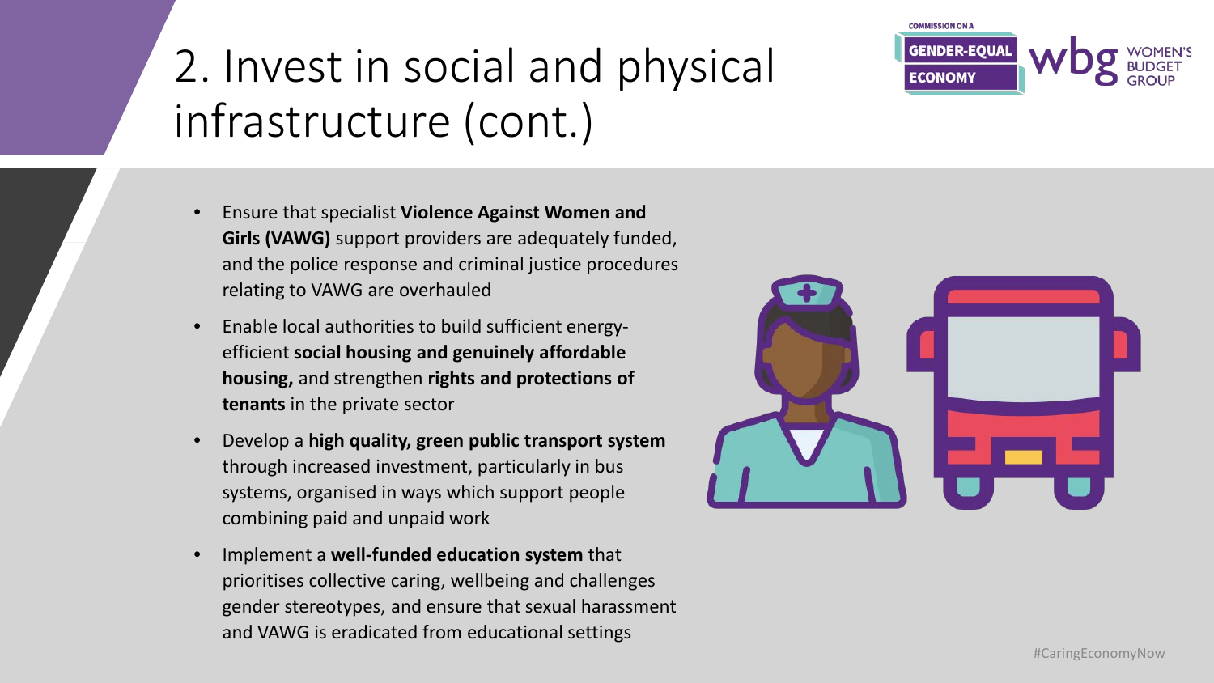# 2. Invest in social and physical infrastructure (cont.)

- Ensure that specialist **Violence Against Women and Girls (VAWG)** support providers are adequately funded, and the police response and criminal justice procedures relating to VAWG are overhauled
- Enable local authorities to build sufficient energy-efficient **social housing and genuinely affordable housing,** and strengthen **rights and protections of tenants** in the private sector
- Develop a **high quality, green public transport system** through increased investment, particularly in bus systems, organised in ways which support people combining paid and unpaid work
- Implement a **well-funded education system** that prioritises collective caring, wellbeing and challenges gender stereotypes, and ensure that sexual harassment and VAWG is eradicated from educational settings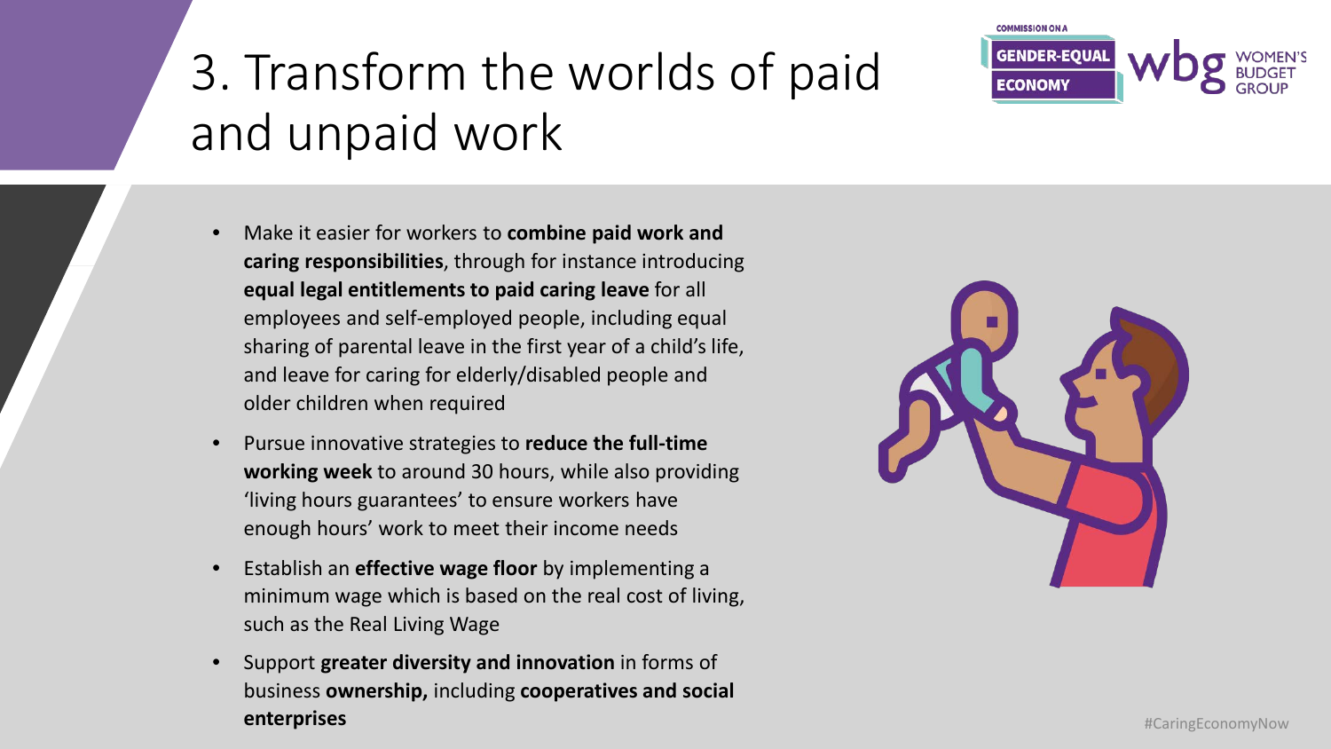# 3. Transform the worlds of paid and unpaid work

- Make it easier for workers to **combine paid work and caring responsibilities**, through for instance introducing **equal legal entitlements to paid caring leave** for all employees and self-employed people, including equal sharing of parental leave in the first year of a child's life, and leave for caring for elderly/disabled people and older children when required
- Pursue innovative strategies to **reduce the full-time working week** to around 30 hours, while also providing 'living hours guarantees' to ensure workers have enough hours' work to meet their income needs
- Establish an **effective wage floor** by implementing a minimum wage which is based on the real cost of living, such as the Real Living Wage
- Support **greater diversity and innovation** in forms of business **ownership,** including **cooperatives and social enterprises**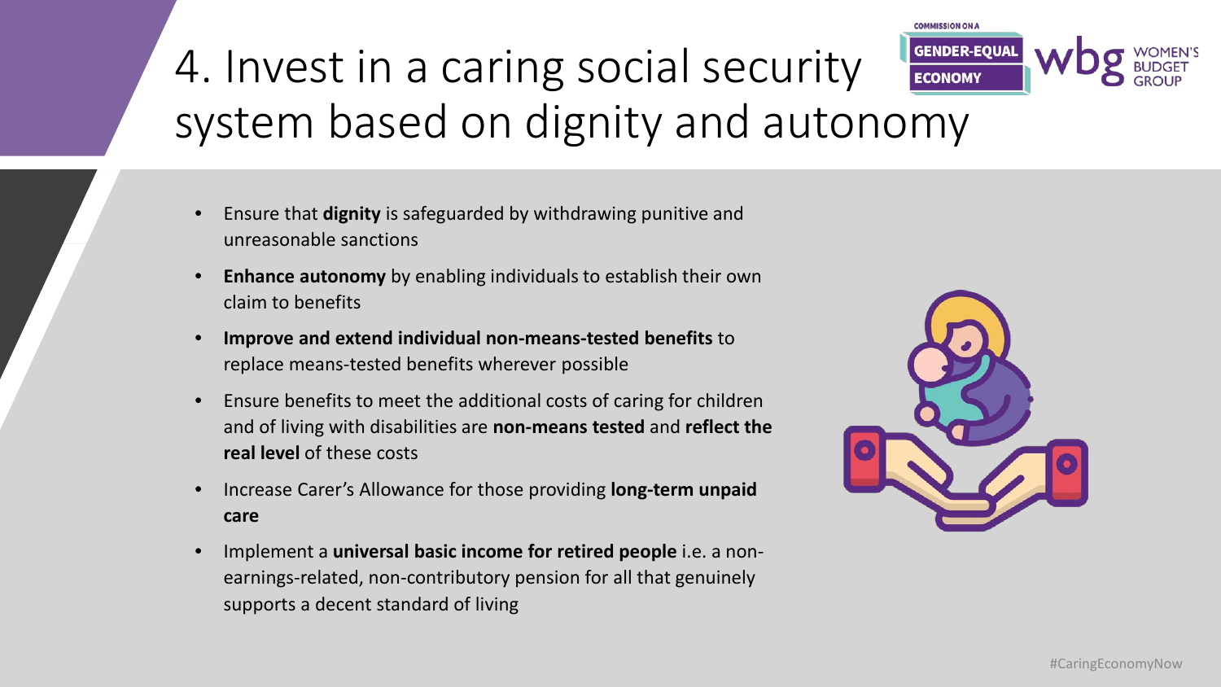# 4. Invest in a caring social security system based on dignity and autonomy

- Ensure that **dignity** is safeguarded by withdrawing punitive and unreasonable sanctions
- **Enhance autonomy** by enabling individuals to establish their own claim to benefits
- **Improve and extend individual non-means-tested benefits** to replace means-tested benefits wherever possible
- Ensure benefits to meet the additional costs of caring for children and of living with disabilities are **non-means tested** and **reflect the real level** of these costs
- Increase Carer's Allowance for those providing **long-term unpaid care**
- Implement a **universal basic income for retired people** i.e. a non-earnings-related, non-contributory pension for all that genuinely supports a decent standard of living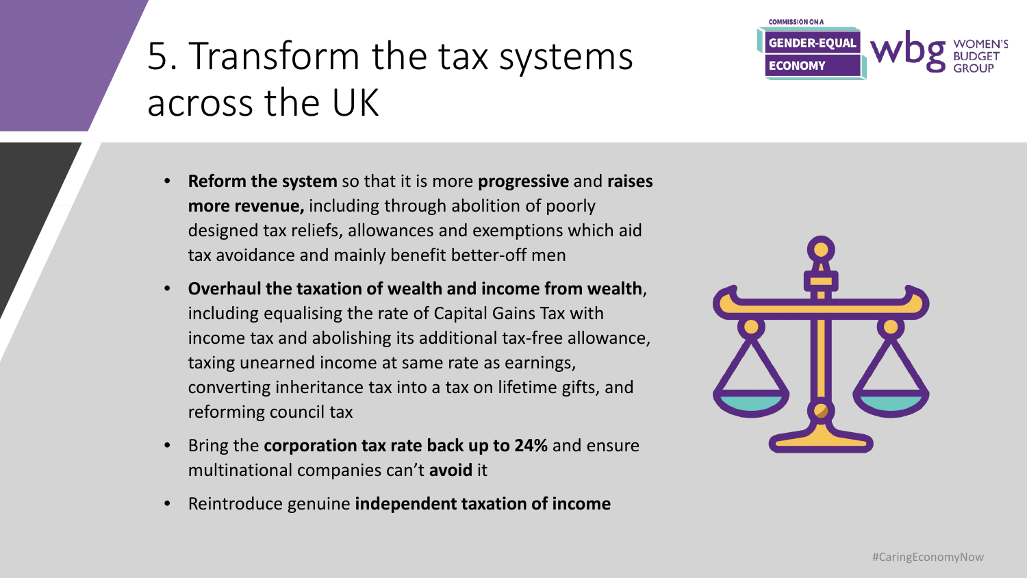# 5. Transform the tax systems across the UK

- **Reform the system** so that it is more **progressive** and **raises more revenue,** including through abolition of poorly designed tax reliefs, allowances and exemptions which aid tax avoidance and mainly benefit better-off men
- **Overhaul the taxation of wealth and income from wealth**, including equalising the rate of Capital Gains Tax with income tax and abolishing its additional tax-free allowance, taxing unearned income at same rate as earnings, converting inheritance tax into a tax on lifetime gifts, and reforming council tax
- Bring the **corporation tax rate back up to 24%** and ensure multinational companies can't **avoid** it
- Reintroduce genuine **independent taxation of income**

#CaringEconomyNow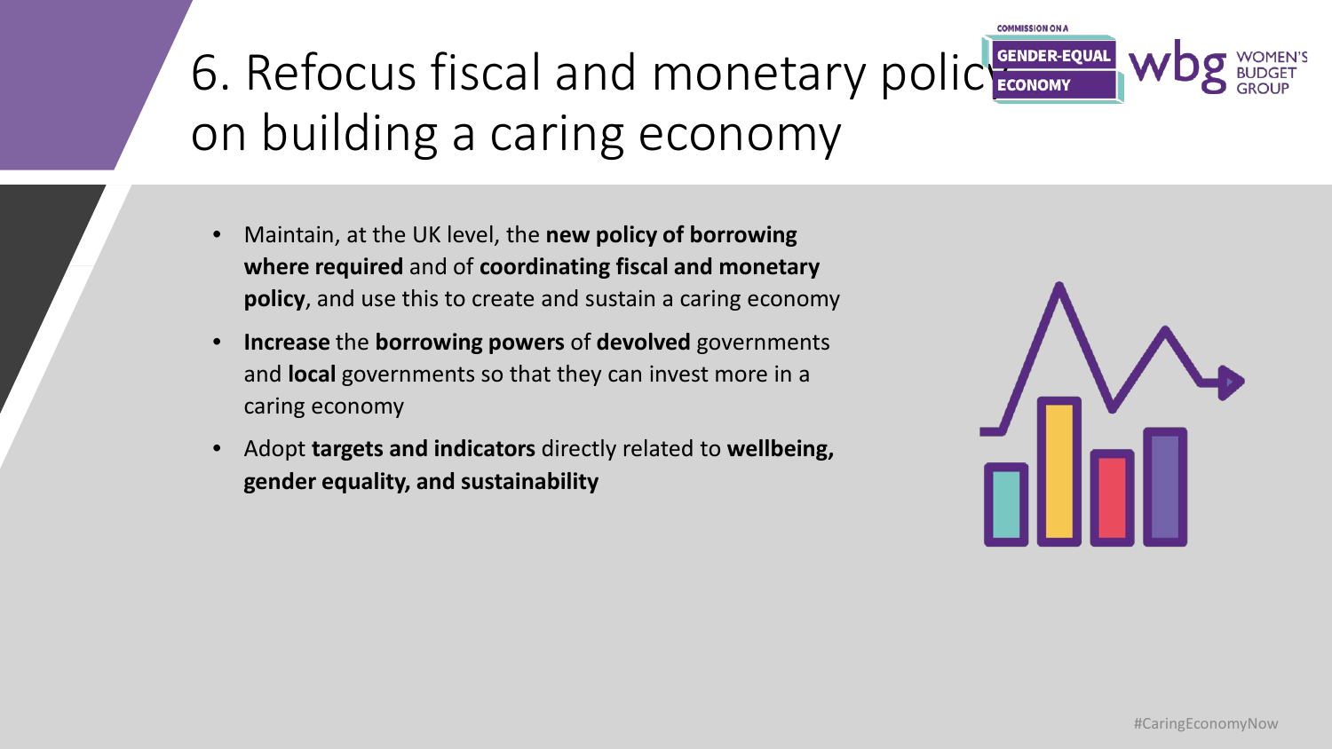# 6. Refocus fiscal and monetary policy on building a caring economy

- Maintain, at the UK level, the **new policy of borrowing where required** and of **coordinating fiscal and monetary policy**, and use this to create and sustain a caring economy
- **Increase** the **borrowing powers** of **devolved** governments and **local** governments so that they can invest more in a caring economy
- Adopt **targets and indicators** directly related to **wellbeing, gender equality, and sustainability**

#CaringEconomyNow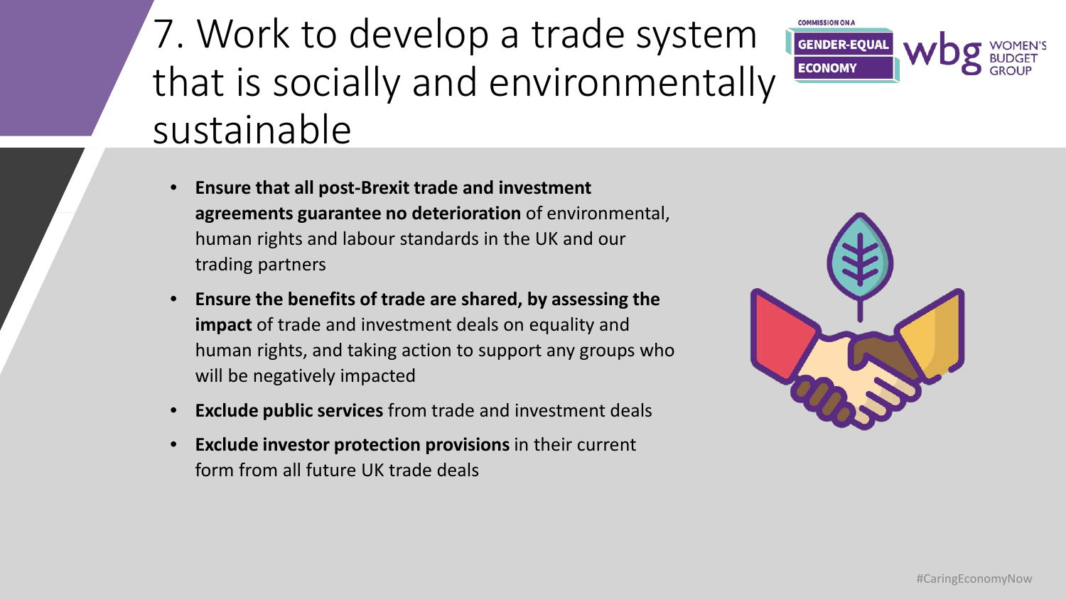# 7. Work to develop a trade system that is socially and environmentally sustainable

- **Ensure that all post-Brexit trade and investment agreements guarantee no deterioration** of environmental, human rights and labour standards in the UK and our trading partners
- **Ensure the benefits of trade are shared, by assessing the impact** of trade and investment deals on equality and human rights, and taking action to support any groups who will be negatively impacted
- **Exclude public services** from trade and investment deals
- **Exclude investor protection provisions** in their current form from all future UK trade deals

#CaringEconomyNow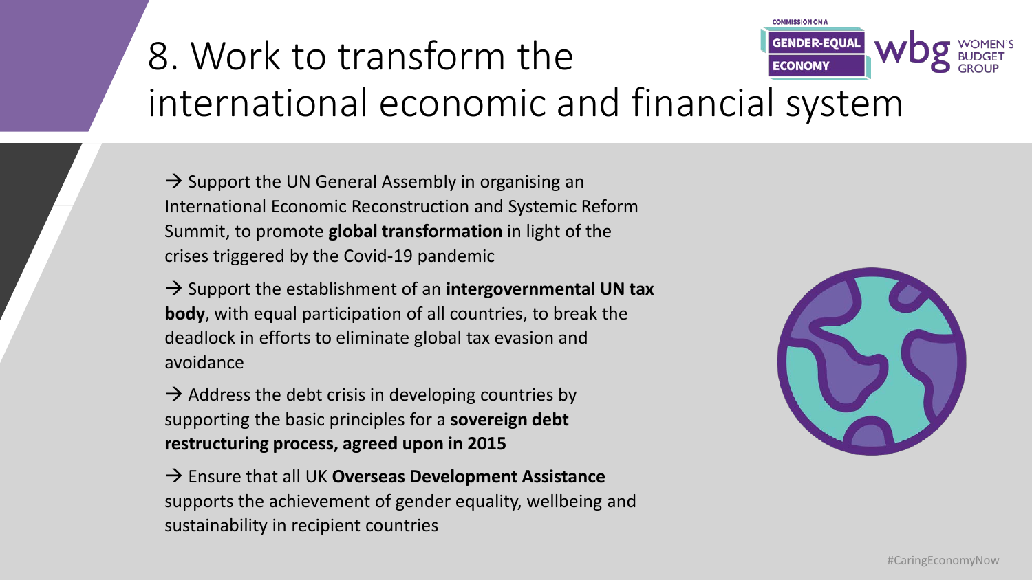# 8. Work to transform the international economic and financial system

→ Support the UN General Assembly in organising an International Economic Reconstruction and Systemic Reform Summit, to promote **global transformation** in light of the crises triggered by the Covid-19 pandemic

→ Support the establishment of an **intergovernmental UN tax body**, with equal participation of all countries, to break the deadlock in efforts to eliminate global tax evasion and avoidance

→ Address the debt crisis in developing countries by supporting the basic principles for a **sovereign debt restructuring process, agreed upon in 2015**

→ Ensure that all UK **Overseas Development Assistance** supports the achievement of gender equality, wellbeing and sustainability in recipient countries

#CaringEconomyNow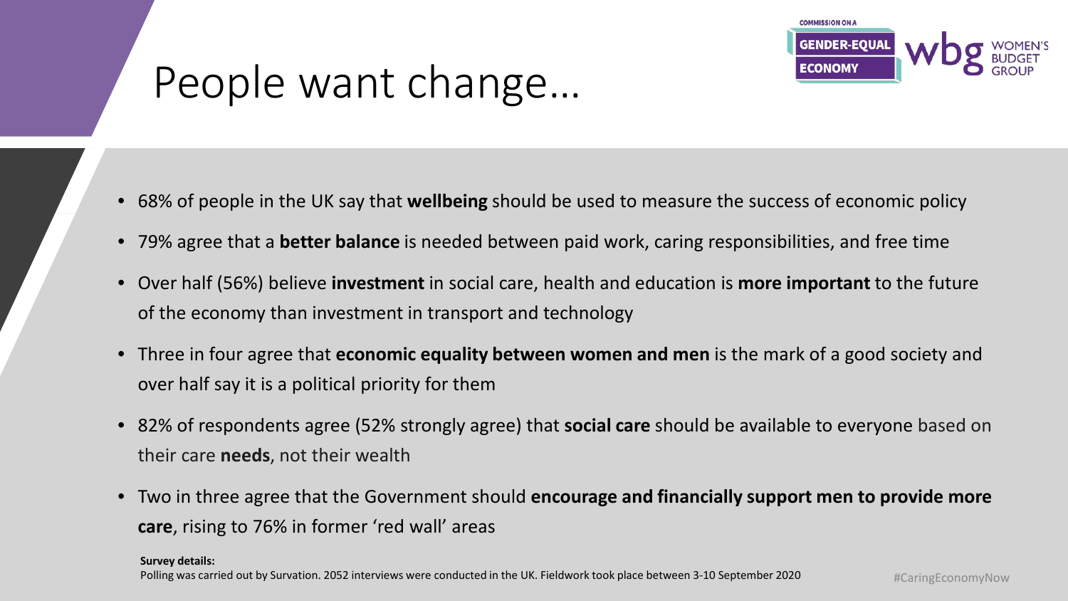# People want change…

- 68% of people in the UK say that **wellbeing** should be used to measure the success of economic policy
- 79% agree that a **better balance** is needed between paid work, caring responsibilities, and free time
- Over half (56%) believe **investment** in social care, health and education is **more important** to the future of the economy than investment in transport and technology
- Three in four agree that **economic equality between women and men** is the mark of a good society and over half say it is a political priority for them
- 82% of respondents agree (52% strongly agree) that **social care** should be available to everyone based on their care **needs**, not their wealth
- Two in three agree that the Government should **encourage and financially support men to provide more care**, rising to 76% in former 'red wall' areas

**Survey details:**
Polling was carried out by Survation. 2052 interviews were conducted in the UK. Fieldwork took place between 3-10 September 2020

#CaringEconomyNow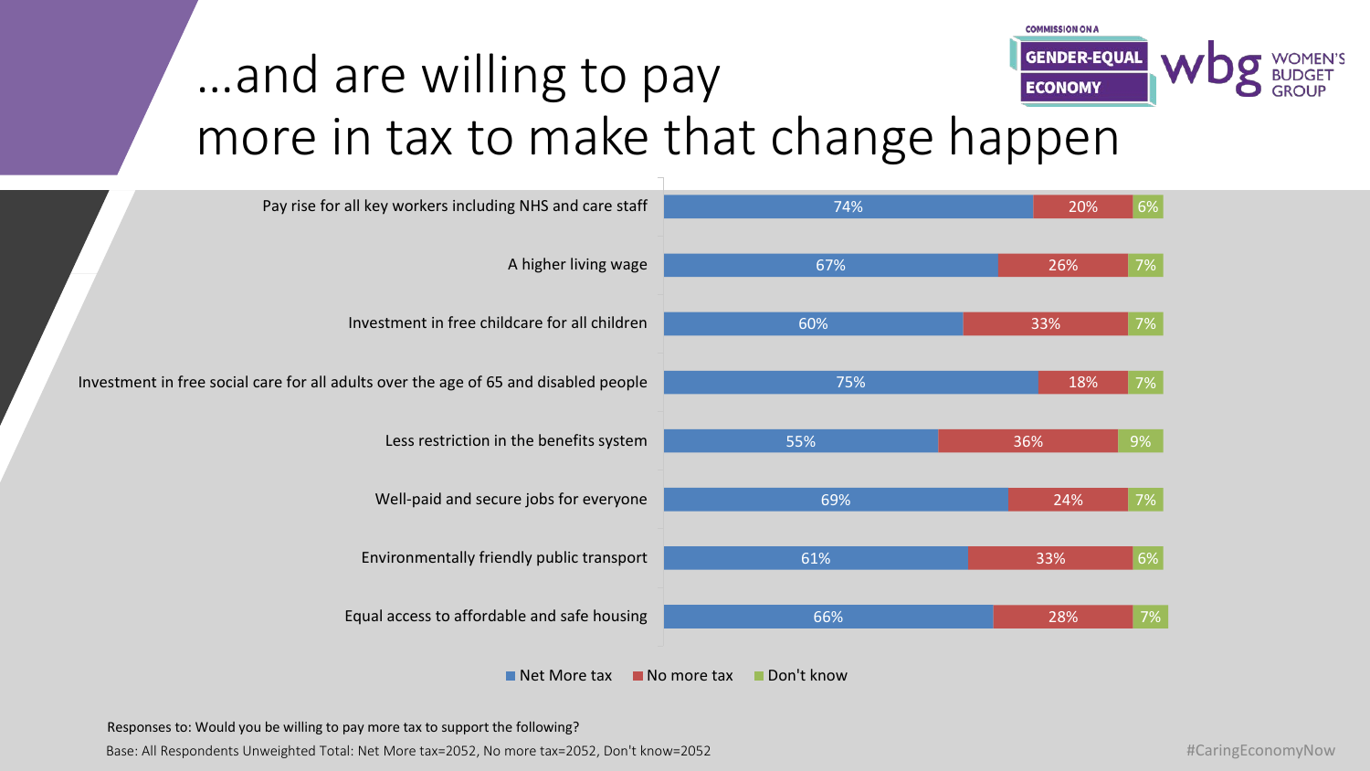# …and are willing to pay more in tax to make that change happen

| | Net More tax | No more tax | Don't know |
|---|---|---|---|
| Pay rise for all key workers including NHS and care staff | 74% | 20% | 6% |
| A higher living wage | 67% | 26% | 7% |
| Investment in free childcare for all children | 60% | 33% | 7% |
| Investment in free social care for all adults over the age of 65 and disabled people | 75% | 18% | 7% |
| Less restriction in the benefits system | 55% | 36% | 9% |
| Well-paid and secure jobs for everyone | 69% | 24% | 7% |
| Environmentally friendly public transport | 61% | 33% | 6% |
| Equal access to affordable and safe housing | 66% | 28% | 7% |

Responses to: Would you be willing to pay more tax to support the following?

Base: All Respondents Unweighted Total: Net More tax=2052, No more tax=2052, Don't know=2052

#CaringEconomyNow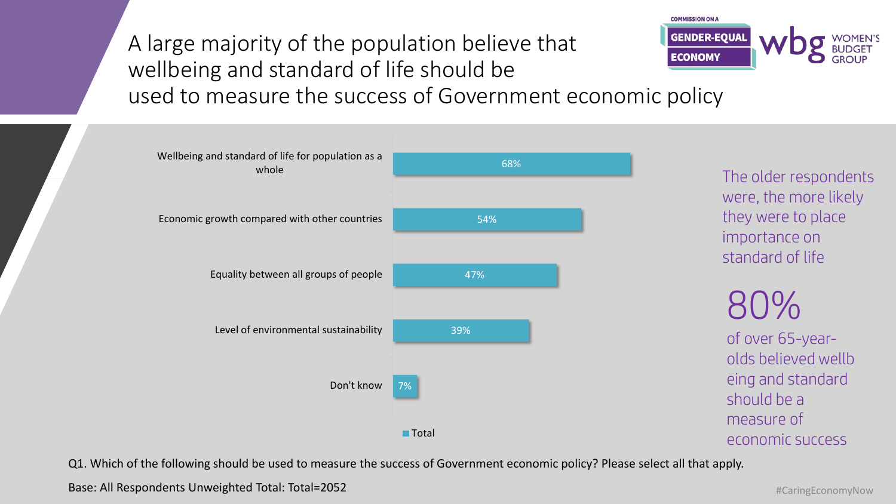# A large majority of the population believe that wellbeing and standard of life should be used to measure the success of Government economic policy

COMMISSION ON A GENDER-EQUAL ECONOMY | wbg WOMEN'S BUDGET GROUP

| | Total |
|---|---|
| Wellbeing and standard of life for population as a whole | 68% |
| Economic growth compared with other countries | 54% |
| Equality between all groups of people | 47% |
| Level of environmental sustainability | 39% |
| Don't know | 7% |

The older respondents were, the more likely they were to place importance on standard of life

**80%**

of over 65-year-olds believed wellbeing and standard should be a measure of economic success

Q1. Which of the following should be used to measure the success of Government economic policy? Please select all that apply.

Base: All Respondents Unweighted Total: Total=2052

#CaringEconomyNow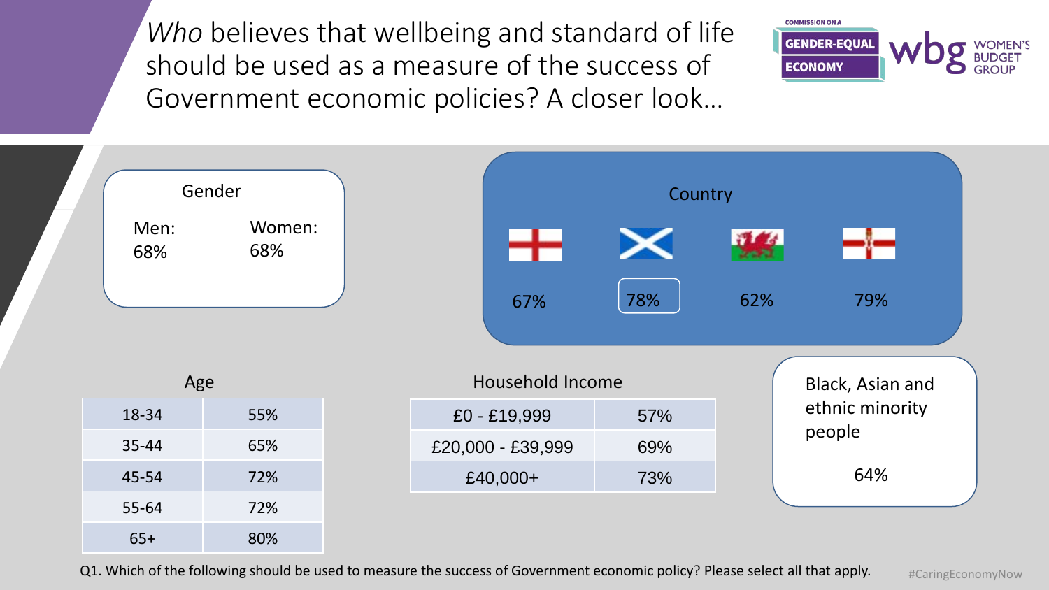# *Who* believes that wellbeing and standard of life should be used as a measure of the success of Government economic policies? A closer look…

COMMISSION ON A GENDER-EQUAL ECONOMY

wbg WOMEN'S BUDGET GROUP

## Gender

Men: 68%

Women: 68%

## Country

| England | Scotland | Wales | Northern Ireland |
|---|---|---|---|
| 67% | 78% | 62% | 79% |

## Age

| Age | % |
|---|---|
| 18-34 | 55% |
| 35-44 | 65% |
| 45-54 | 72% |
| 55-64 | 72% |
| 65+ | 80% |

## Household Income

| Household Income | % |
|---|---|
| £0 - £19,999 | 57% |
| £20,000 - £39,999 | 69% |
| £40,000+ | 73% |

## Black, Asian and ethnic minority people

64%

Q1. Which of the following should be used to measure the success of Government economic policy? Please select all that apply.

#CaringEconomyNow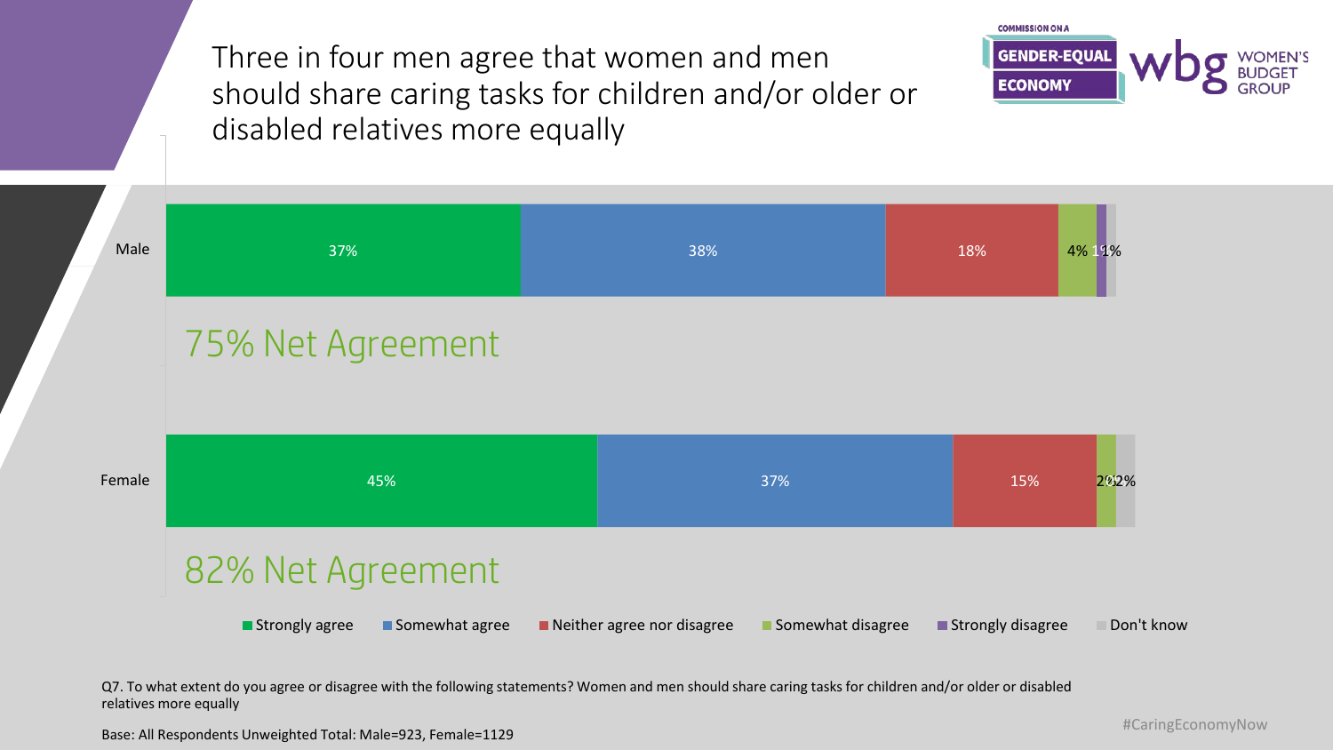# Three in four men agree that women and men should share caring tasks for children and/or older or disabled relatives more equally

COMMISSION ON A GENDER-EQUAL ECONOMY

wbg WOMEN'S BUDGET GROUP

| | Strongly agree | Somewhat agree | Neither agree nor disagree | Somewhat disagree | Strongly disagree | Don't know |
|---|---|---|---|---|---|---|
| Male | 37% | 38% | 18% | 4% | 1% | 1% |
| Female | 45% | 37% | 15% | 2% | 0% | 2% |

75% Net Agreement (Male)

82% Net Agreement (Female)

Q7. To what extent do you agree or disagree with the following statements? Women and men should share caring tasks for children and/or older or disabled relatives more equally

Base: All Respondents Unweighted Total: Male=923, Female=1129

#CaringEconomyNow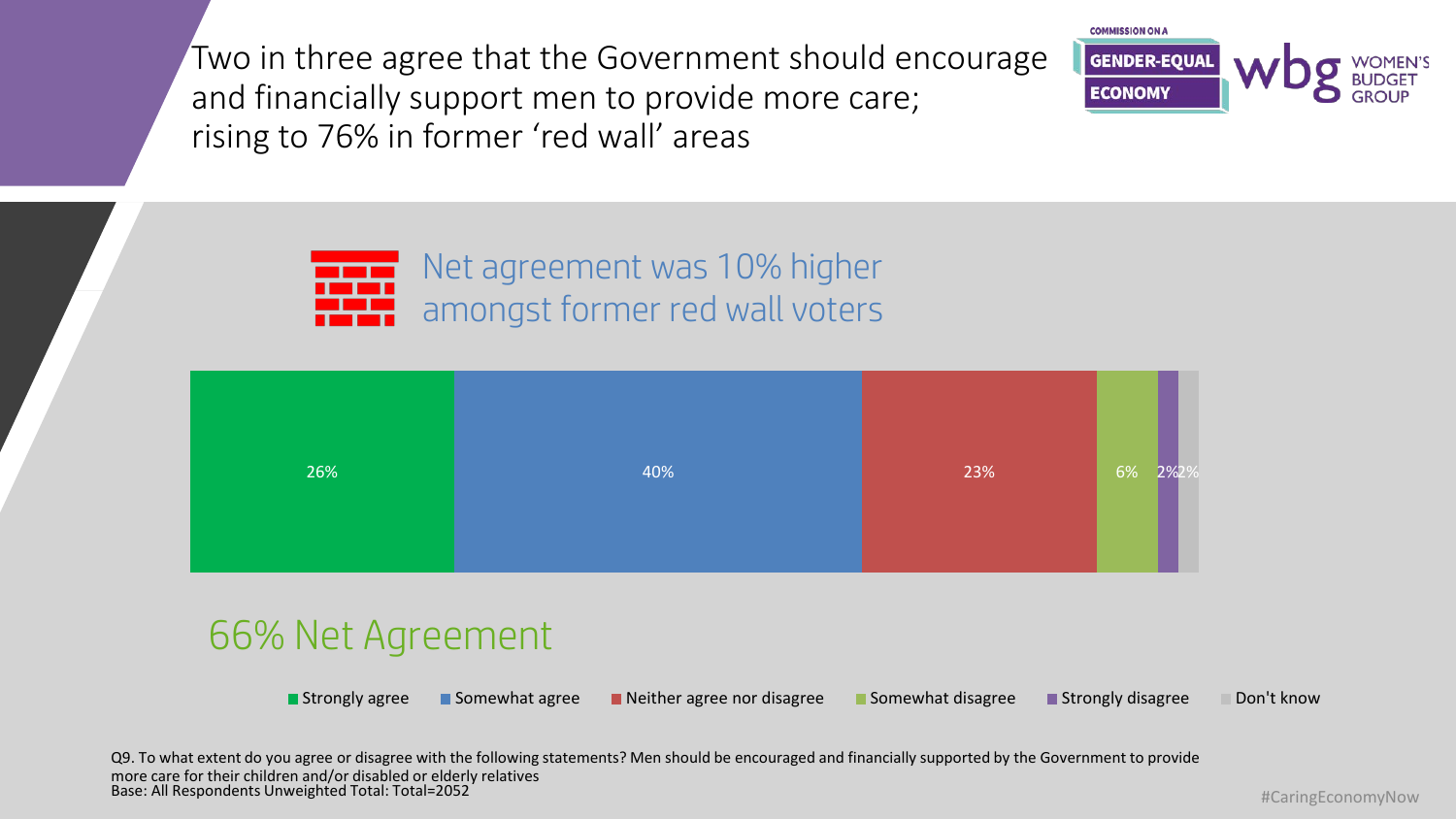# Two in three agree that the Government should encourage and financially support men to provide more care; rising to 76% in former 'red wall' areas

Net agreement was 10% higher amongst former red wall voters

| Strongly agree | Somewhat agree | Neither agree nor disagree | Somewhat disagree | Strongly disagree | Don't know |
|---|---|---|---|---|---|
| 26% | 40% | 23% | 6% | 2% | 2% |

## 66% Net Agreement

Q9. To what extent do you agree or disagree with the following statements? Men should be encouraged and financially supported by the Government to provide more care for their children and/or disabled or elderly relatives
Base: All Respondents Unweighted Total: Total=2052

#CaringEconomyNow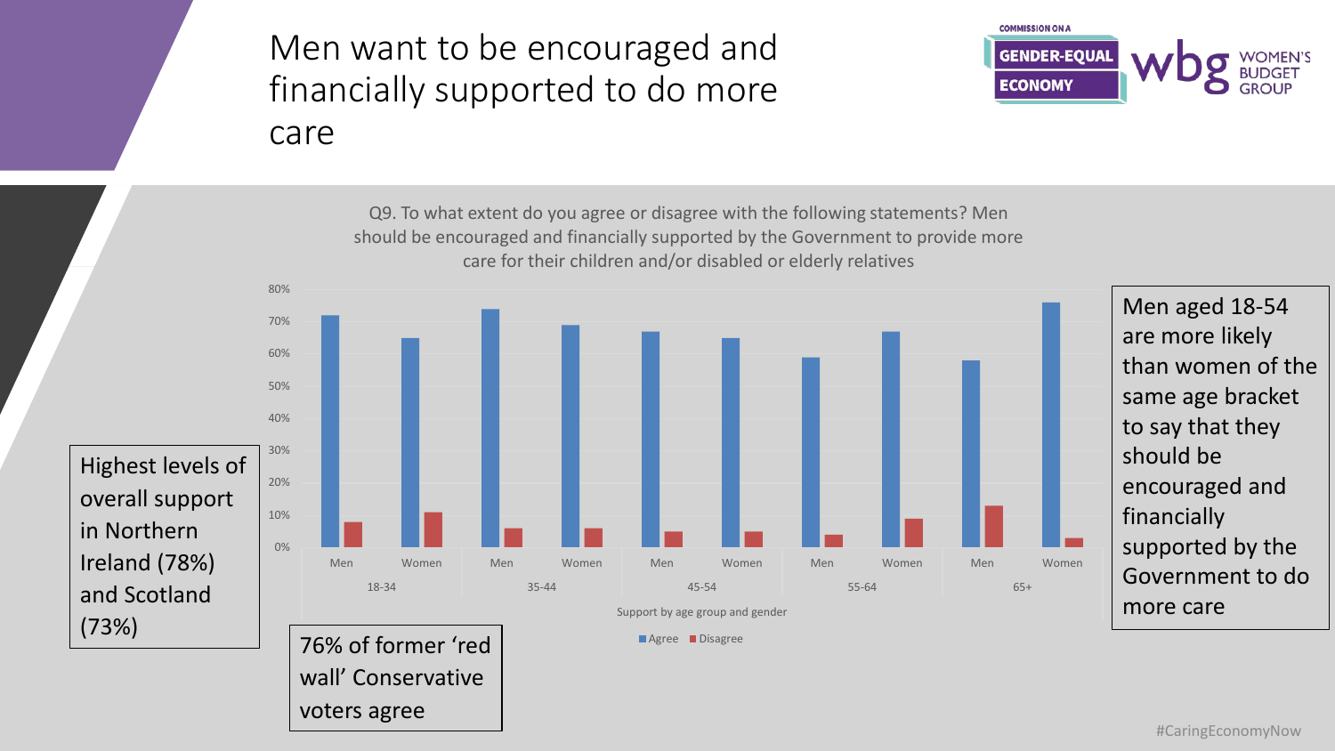# Men want to be encouraged and financially supported to do more care

Q9. To what extent do you agree or disagree with the following statements? Men should be encouraged and financially supported by the Government to provide more care for their children and/or disabled or elderly relatives

| Age group | Gender | Agree | Disagree |
|---|---|---|---|
| 18-34 | Men | 72% | 8% |
| 18-34 | Women | 65% | 11% |
| 35-44 | Men | 74% | 6% |
| 35-44 | Women | 69% | 6% |
| 45-54 | Men | 67% | 5% |
| 45-54 | Women | 65% | 5% |
| 55-64 | Men | 59% | 4% |
| 55-64 | Women | 67% | 9% |
| 65+ | Men | 58% | 13% |
| 65+ | Women | 76% | 3% |

Support by age group and gender

Highest levels of overall support in Northern Ireland (78%) and Scotland (73%)

76% of former 'red wall' Conservative voters agree

Men aged 18-54 are more likely than women of the same age bracket to say that they should be encouraged and financially supported by the Government to do more care

#CaringEconomyNow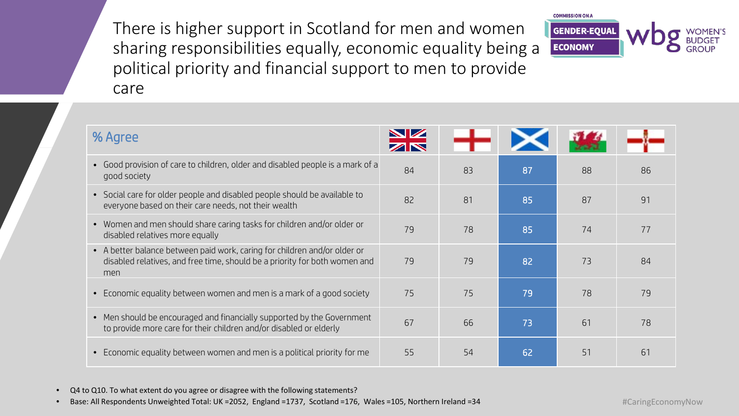# There is higher support in Scotland for men and women sharing responsibilities equally, economic equality being a political priority and financial support to men to provide care

COMMISSION ON A GENDER-EQUAL ECONOMY

wbg WOMEN'S BUDGET GROUP

| % Agree | UK | England | Scotland | Wales | Northern Ireland |
|---|---|---|---|---|---|
| Good provision of care to children, older and disabled people is a mark of a good society | 84 | 83 | 87 | 88 | 86 |
| Social care for older people and disabled people should be available to everyone based on their care needs, not their wealth | 82 | 81 | 85 | 87 | 91 |
| Women and men should share caring tasks for children and/or older or disabled relatives more equally | 79 | 78 | 85 | 74 | 77 |
| A better balance between paid work, caring for children and/or older or disabled relatives, and free time, should be a priority for both women and men | 79 | 79 | 82 | 73 | 84 |
| Economic equality between women and men is a mark of a good society | 75 | 75 | 79 | 78 | 79 |
| Men should be encouraged and financially supported by the Government to provide more care for their children and/or disabled or elderly | 67 | 66 | 73 | 61 | 78 |
| Economic equality between women and men is a political priority for me | 55 | 54 | 62 | 51 | 61 |

- Q4 to Q10. To what extent do you agree or disagree with the following statements?
- Base: All Respondents Unweighted Total: UK =2052, England =1737, Scotland =176, Wales =105, Northern Ireland =34

#CaringEconomyNow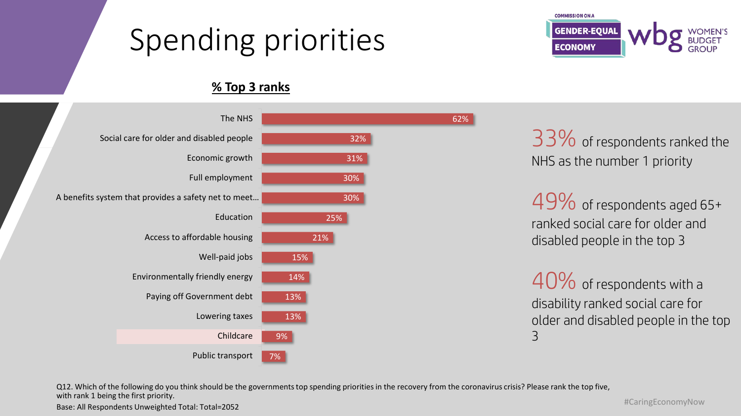# Spending priorities

**% Top 3 ranks**

| Priority | % Top 3 ranks |
|---|---|
| The NHS | 62% |
| Social care for older and disabled people | 32% |
| Economic growth | 31% |
| Full employment | 30% |
| A benefits system that provides a safety net to meet… | 30% |
| Education | 25% |
| Access to affordable housing | 21% |
| Well-paid jobs | 15% |
| Environmentally friendly energy | 14% |
| Paying off Government debt | 13% |
| Lowering taxes | 13% |
| Childcare | 9% |
| Public transport | 7% |

33% of respondents ranked the NHS as the number 1 priority

49% of respondents aged 65+ ranked social care for older and disabled people in the top 3

40% of respondents with a disability ranked social care for older and disabled people in the top 3

Q12. Which of the following do you think should be the governments top spending priorities in the recovery from the coronavirus crisis? Please rank the top five, with rank 1 being the first priority.

Base: All Respondents Unweighted Total: Total=2052

#CaringEconomyNow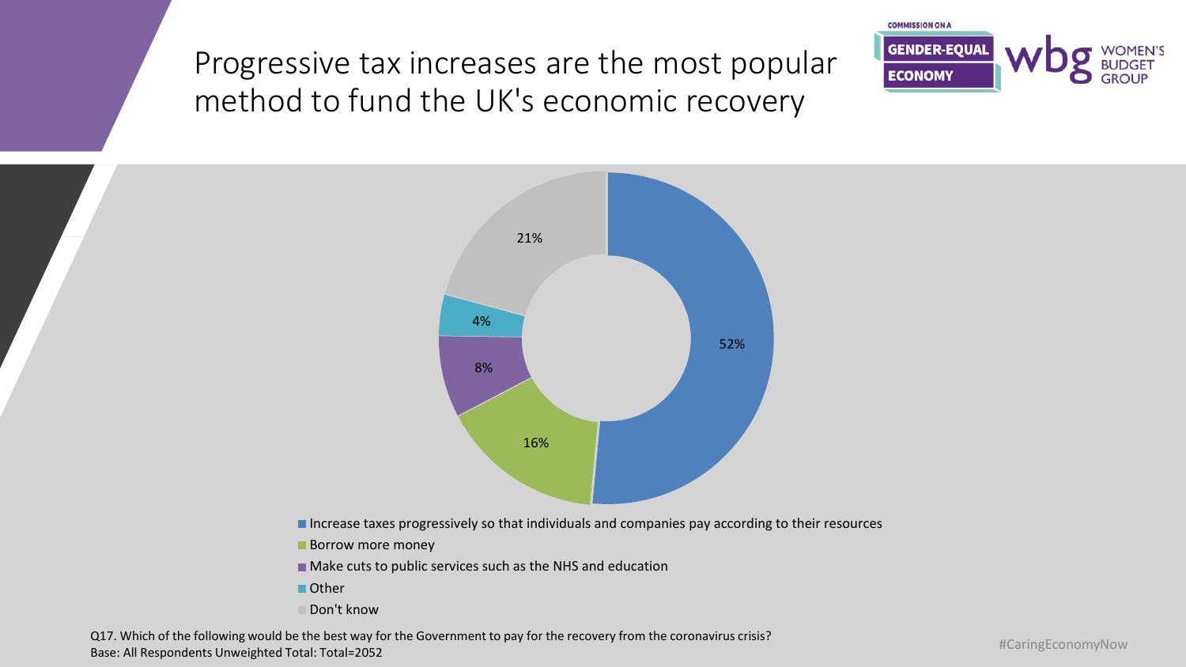# Progressive tax increases are the most popular method to fund the UK's economic recovery

COMMISSION ON A GENDER-EQUAL ECONOMY

wbg WOMEN'S BUDGET GROUP

| Response | % |
| --- | --- |
| Increase taxes progressively so that individuals and companies pay according to their resources | 52% |
| Borrow more money | 16% |
| Make cuts to public services such as the NHS and education | 8% |
| Other | 4% |
| Don't know | 21% |

Q17. Which of the following would be the best way for the Government to pay for the recovery from the coronavirus crisis?
Base: All Respondents Unweighted Total: Total=2052

#CaringEconomyNow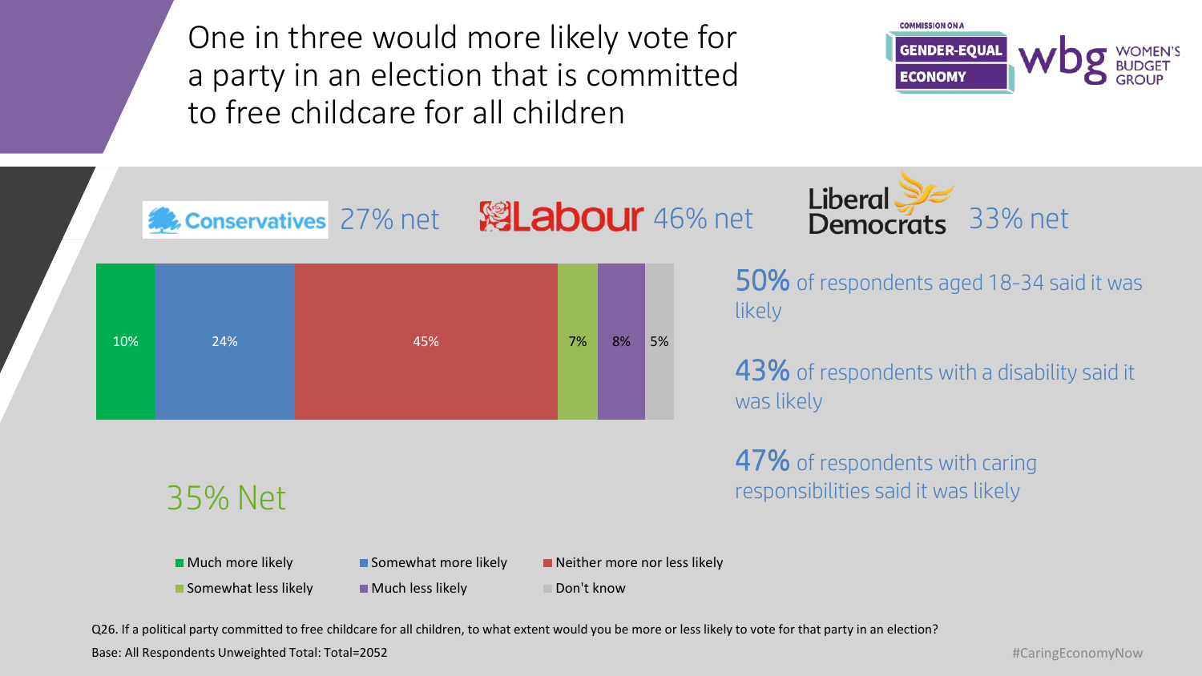# One in three would more likely vote for a party in an election that is committed to free childcare for all children

Conservatives 27% net | Labour 46% net | Liberal Democrats 33% net

| Much more likely | Somewhat more likely | Neither more nor less likely | Somewhat less likely | Much less likely | Don't know |
|---|---|---|---|---|---|
| 10% | 24% | 45% | 7% | 8% | 5% |

35% Net

**50%** of respondents aged 18-34 said it was likely

**43%** of respondents with a disability said it was likely

**47%** of respondents with caring responsibilities said it was likely

Q26. If a political party committed to free childcare for all children, to what extent would you be more or less likely to vote for that party in an election?

Base: All Respondents Unweighted Total: Total=2052

#CaringEconomyNow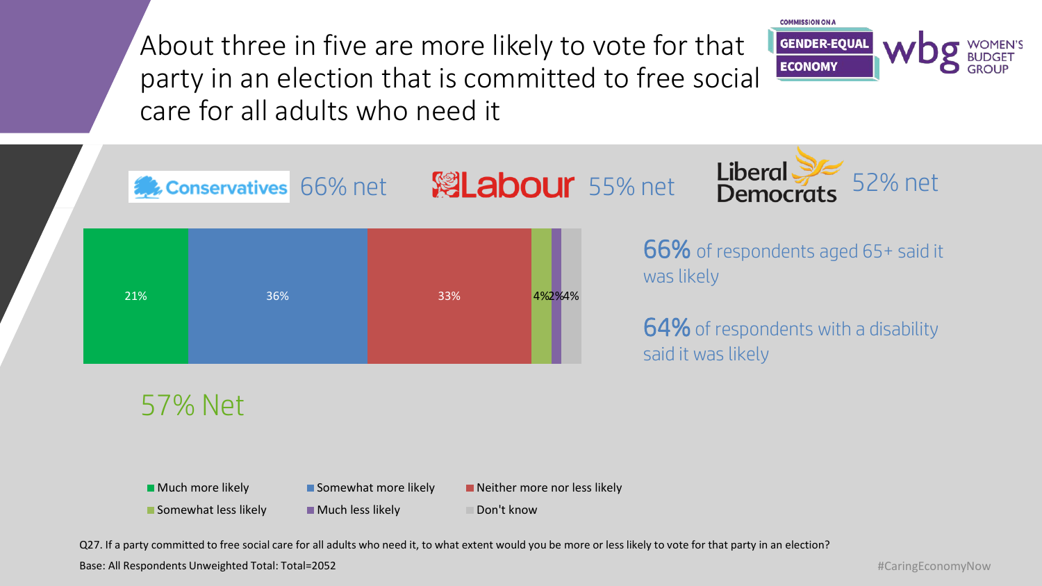# About three in five are more likely to vote for that party in an election that is committed to free social care for all adults who need it

Conservatives 66% net | Labour 55% net | Liberal Democrats 52% net

| Much more likely | Somewhat more likely | Neither more nor less likely | Somewhat less likely | Much less likely | Don't know |
|---|---|---|---|---|---|
| 21% | 36% | 33% | 4% | 2% | 4% |

57% Net

**66%** of respondents aged 65+ said it was likely

**64%** of respondents with a disability said it was likely

Q27. If a party committed to free social care for all adults who need it, to what extent would you be more or less likely to vote for that party in an election?

Base: All Respondents Unweighted Total: Total=2052

#CaringEconomyNow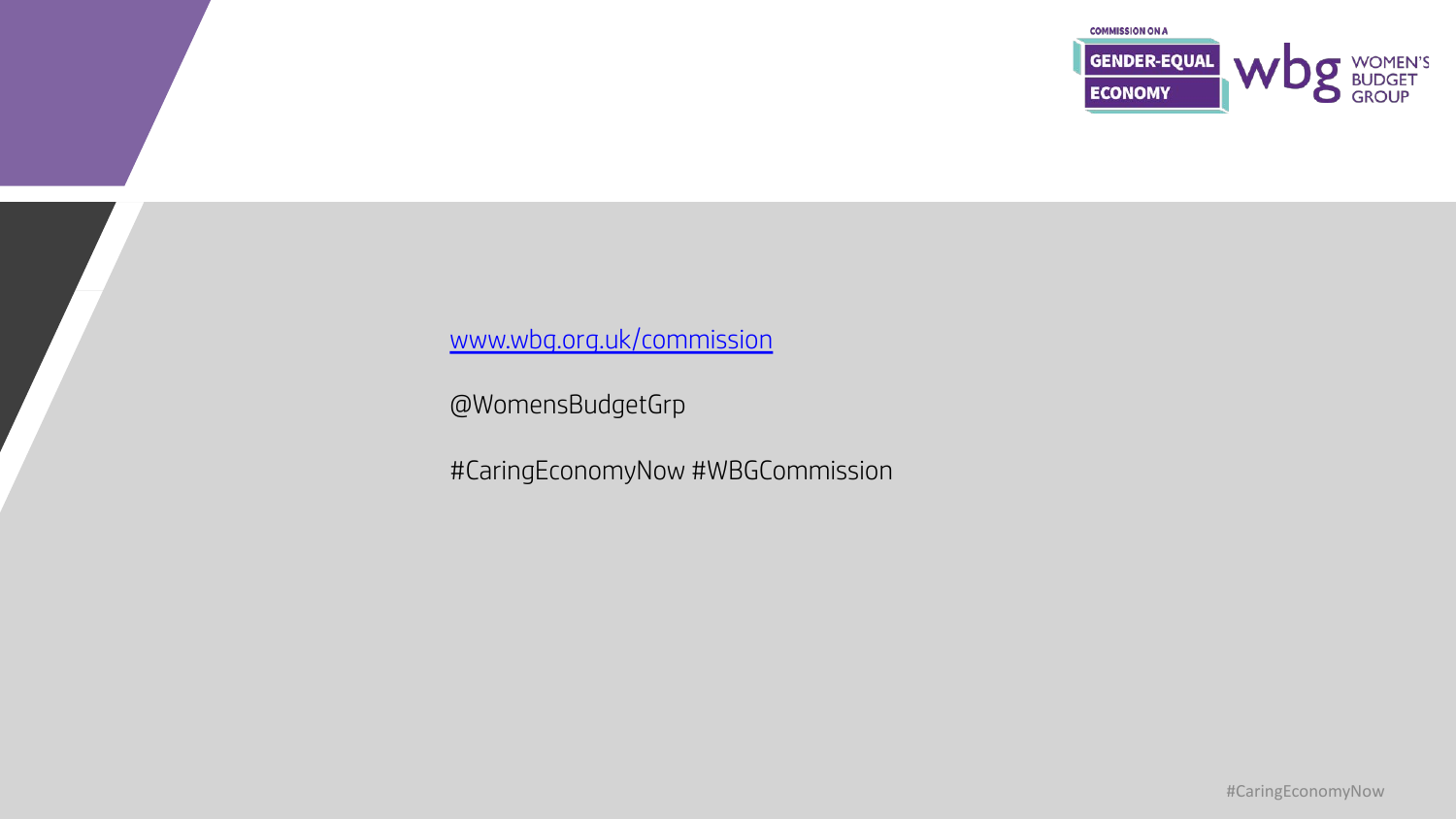[www.wbg.org.uk/commission](http://www.wbg.org.uk/commission)

@WomensBudgetGrp

#CaringEconomyNow #WBGCommission